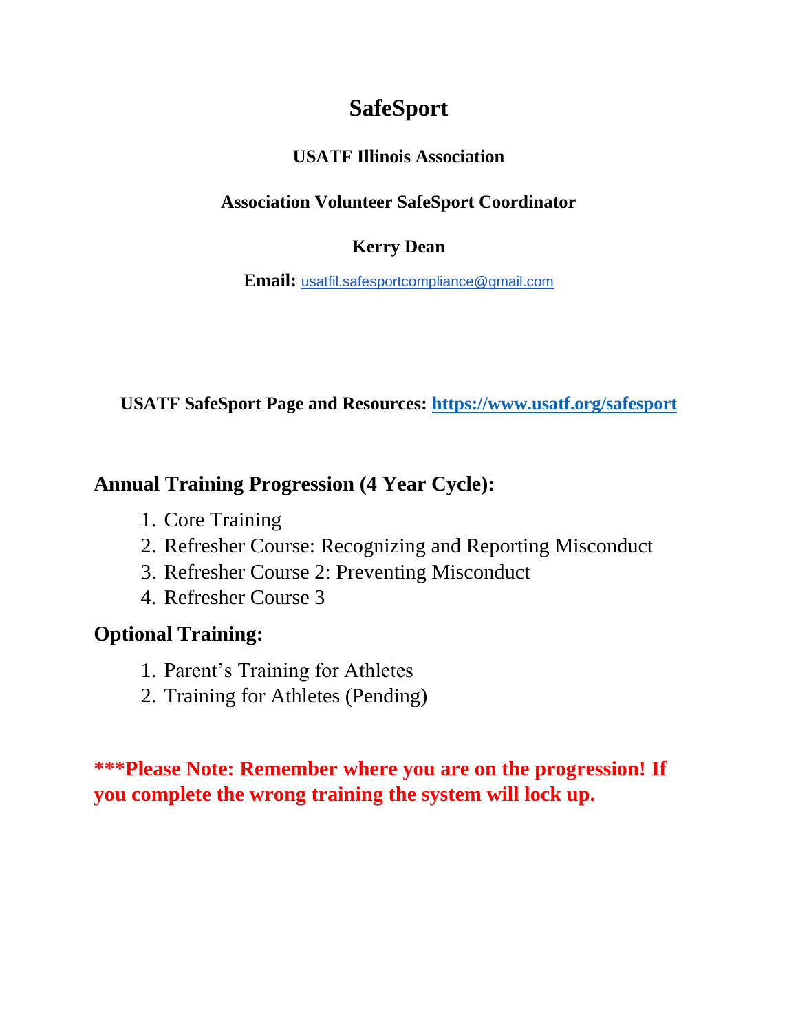# SafeSport

**USATF Illinois Association**

**Association Volunteer SafeSport Coordinator**

**Kerry Dean**

**Email:** usatfil.safesportcompliance@gmail.com

**USATF SafeSport Page and Resources: https://www.usatf.org/safesport**

## Annual Training Progression (4 Year Cycle):

1. Core Training
2. Refresher Course: Recognizing and Reporting Misconduct
3. Refresher Course 2: Preventing Misconduct
4. Refresher Course 3

## Optional Training:

1. Parent's Training for Athletes
2. Training for Athletes (Pending)

**\*\*\*Please Note: Remember where you are on the progression! If you complete the wrong training the system will lock up.**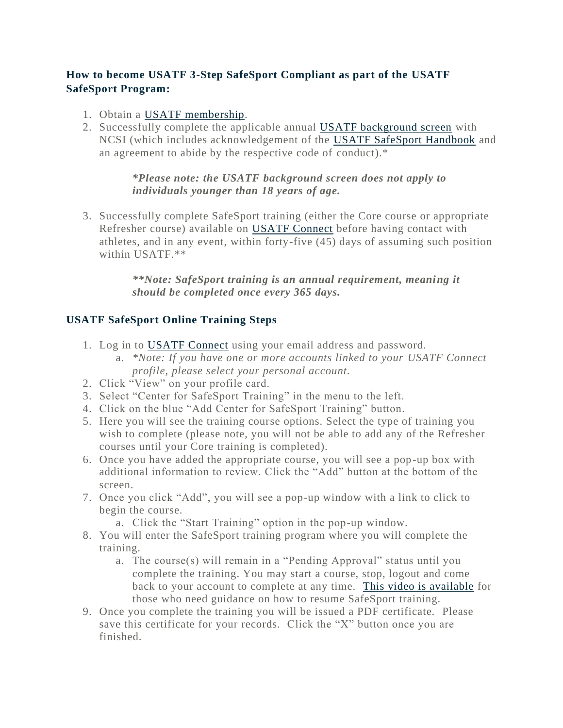### How to become USATF 3-Step SafeSport Compliant as part of the USATF SafeSport Program:

1. Obtain a USATF membership.
2. Successfully complete the applicable annual USATF background screen with NCSI (which includes acknowledgement of the USATF SafeSport Handbook and an agreement to abide by the respective code of conduct).*

   ***Please note: the USATF background screen does not apply to individuals younger than 18 years of age.***

3. Successfully complete SafeSport training (either the Core course or appropriate Refresher course) available on USATF Connect before having contact with athletes, and in any event, within forty-five (45) days of assuming such position within USATF.**

   *****Note: SafeSport training is an annual requirement, meaning it should be completed once every 365 days.***

### USATF SafeSport Online Training Steps

1. Log in to USATF Connect using your email address and password.
   a. **Note: If you have one or more accounts linked to your USATF Connect profile, please select your personal account.*
2. Click "View" on your profile card.
3. Select "Center for SafeSport Training" in the menu to the left.
4. Click on the blue "Add Center for SafeSport Training" button.
5. Here you will see the training course options. Select the type of training you wish to complete (please note, you will not be able to add any of the Refresher courses until your Core training is completed).
6. Once you have added the appropriate course, you will see a pop-up box with additional information to review. Click the "Add" button at the bottom of the screen.
7. Once you click "Add", you will see a pop-up window with a link to click to begin the course.
   a. Click the "Start Training" option in the pop-up window.
8. You will enter the SafeSport training program where you will complete the training.
   a. The course(s) will remain in a "Pending Approval" status until you complete the training. You may start a course, stop, logout and come back to your account to complete at any time. This video is available for those who need guidance on how to resume SafeSport training.
9. Once you complete the training you will be issued a PDF certificate. Please save this certificate for your records. Click the "X" button once you are finished.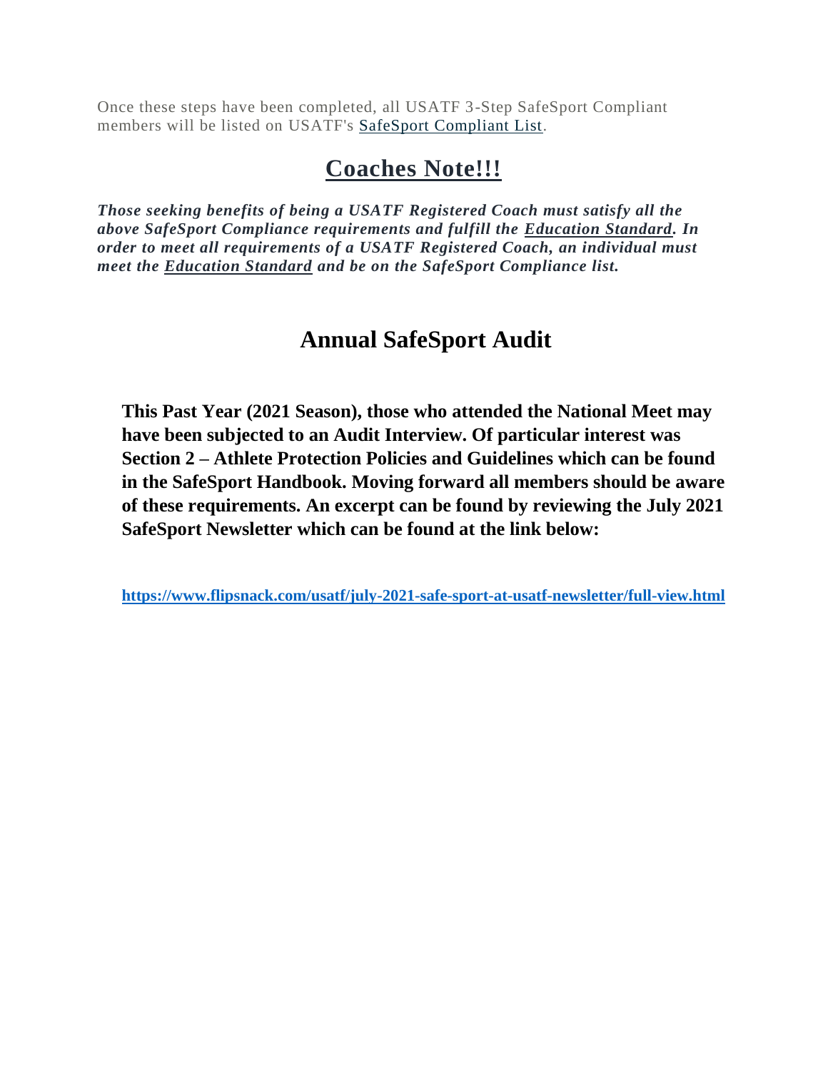Once these steps have been completed, all USATF 3-Step SafeSport Compliant members will be listed on USATF's SafeSport Compliant List.

## Coaches Note!!!

***Those seeking benefits of being a USATF Registered Coach must satisfy all the above SafeSport Compliance requirements and fulfill the Education Standard. In order to meet all requirements of a USATF Registered Coach, an individual must meet the Education Standard and be on the SafeSport Compliance list.***

## Annual SafeSport Audit

**This Past Year (2021 Season), those who attended the National Meet may have been subjected to an Audit Interview. Of particular interest was Section 2 – Athlete Protection Policies and Guidelines which can be found in the SafeSport Handbook. Moving forward all members should be aware of these requirements. An excerpt can be found by reviewing the July 2021 SafeSport Newsletter which can be found at the link below:**

**https://www.flipsnack.com/usatf/july-2021-safe-sport-at-usatf-newsletter/full-view.html**